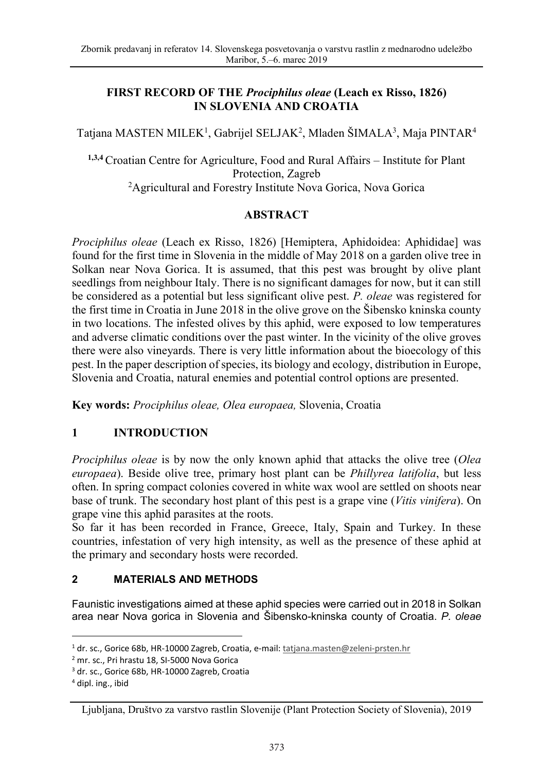# FIRST RECORD OF THE *Prociphilus oleae* (Leach ex Risso, 1826) IN SLOVENIA AND CROATIA

Tatjana MASTEN MILEK[1], Gabrijel SELJAK[2], Mladen ŠIMALA[3], Maja PINTAR[4]

[1,3,4] Croatian Centre for Agriculture, Food and Rural Affairs – Institute for Plant Protection, Zagreb

[2] Agricultural and Forestry Institute Nova Gorica, Nova Gorica

## ABSTRACT

*Prociphilus oleae* (Leach ex Risso, 1826) [Hemiptera, Aphidoidea: Aphididae] was found for the first time in Slovenia in the middle of May 2018 on a garden olive tree in Solkan near Nova Gorica. It is assumed, that this pest was brought by olive plant seedlings from neighbour Italy. There is no significant damages for now, but it can still be considered as a potential but less significant olive pest. *P. oleae* was registered for the first time in Croatia in June 2018 in the olive grove on the Šibensko kninska county in two locations. The infested olives by this aphid, were exposed to low temperatures and adverse climatic conditions over the past winter. In the vicinity of the olive groves there were also vineyards. There is very little information about the bioecology of this pest. In the paper description of species, its biology and ecology, distribution in Europe, Slovenia and Croatia, natural enemies and potential control options are presented.

**Key words:** *Prociphilus oleae, Olea europaea,* Slovenia, Croatia

## 1 INTRODUCTION

*Prociphilus oleae* is by now the only known aphid that attacks the olive tree (*Olea europaea*). Beside olive tree, primary host plant can be *Phillyrea latifolia*, but less often. In spring compact colonies covered in white wax wool are settled on shoots near base of trunk. The secondary host plant of this pest is a grape vine (*Vitis vinifera*). On grape vine this aphid parasites at the roots.

So far it has been recorded in France, Greece, Italy, Spain and Turkey. In these countries, infestation of very high intensity, as well as the presence of these aphid at the primary and secondary hosts were recorded.

## 2 MATERIALS AND METHODS

Faunistic investigations aimed at these aphid species were carried out in 2018 in Solkan area near Nova gorica in Slovenia and Šibensko-kninska county of Croatia. *P. oleae*

---

[1] dr. sc., Gorice 68b, HR-10000 Zagreb, Croatia, e-mail: tatjana.masten@zeleni-prsten.hr

[2] mr. sc., Pri hrastu 18, SI-5000 Nova Gorica

[3] dr. sc., Gorice 68b, HR-10000 Zagreb, Croatia

[4] dipl. ing., ibid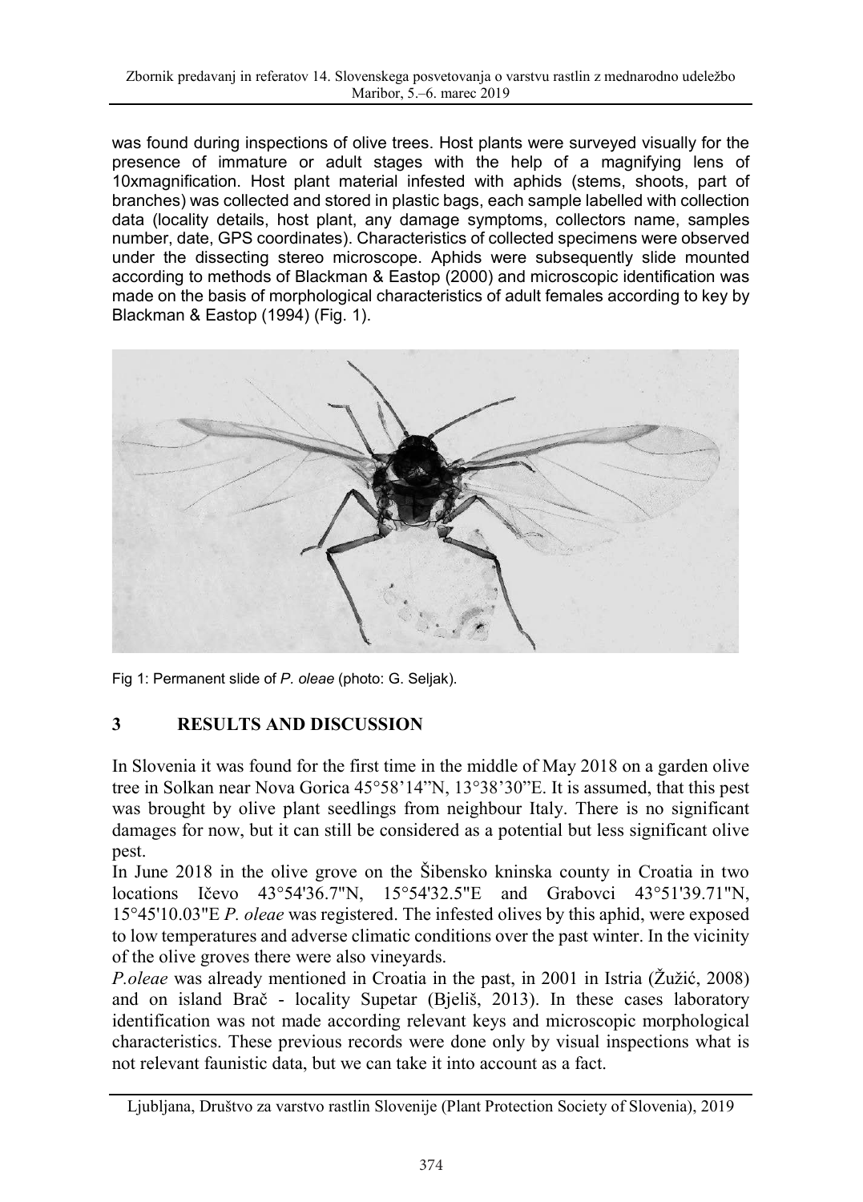was found during inspections of olive trees. Host plants were surveyed visually for the presence of immature or adult stages with the help of a magnifying lens of 10xmagnification. Host plant material infested with aphids (stems, shoots, part of branches) was collected and stored in plastic bags, each sample labelled with collection data (locality details, host plant, any damage symptoms, collectors name, samples number, date, GPS coordinates). Characteristics of collected specimens were observed under the dissecting stereo microscope. Aphids were subsequently slide mounted according to methods of Blackman & Eastop (2000) and microscopic identification was made on the basis of morphological characteristics of adult females according to key by Blackman & Eastop (1994) (Fig. 1).

Fig 1: Permanent slide of *P. oleae* (photo: G. Seljak).

## 3 RESULTS AND DISCUSSION

In Slovenia it was found for the first time in the middle of May 2018 on a garden olive tree in Solkan near Nova Gorica 45°58'14"N, 13°38'30"E. It is assumed, that this pest was brought by olive plant seedlings from neighbour Italy. There is no significant damages for now, but it can still be considered as a potential but less significant olive pest.

In June 2018 in the olive grove on the Šibensko kninska county in Croatia in two locations Ičevo 43°54'36.7"N, 15°54'32.5"E and Grabovci 43°51'39.71"N, 15°45'10.03"E *P. oleae* was registered. The infested olives by this aphid, were exposed to low temperatures and adverse climatic conditions over the past winter. In the vicinity of the olive groves there were also vineyards.

*P.oleae* was already mentioned in Croatia in the past, in 2001 in Istria (Žužić, 2008) and on island Brač - locality Supetar (Bjeliš, 2013). In these cases laboratory identification was not made according relevant keys and microscopic morphological characteristics. These previous records were done only by visual inspections what is not relevant faunistic data, but we can take it into account as a fact.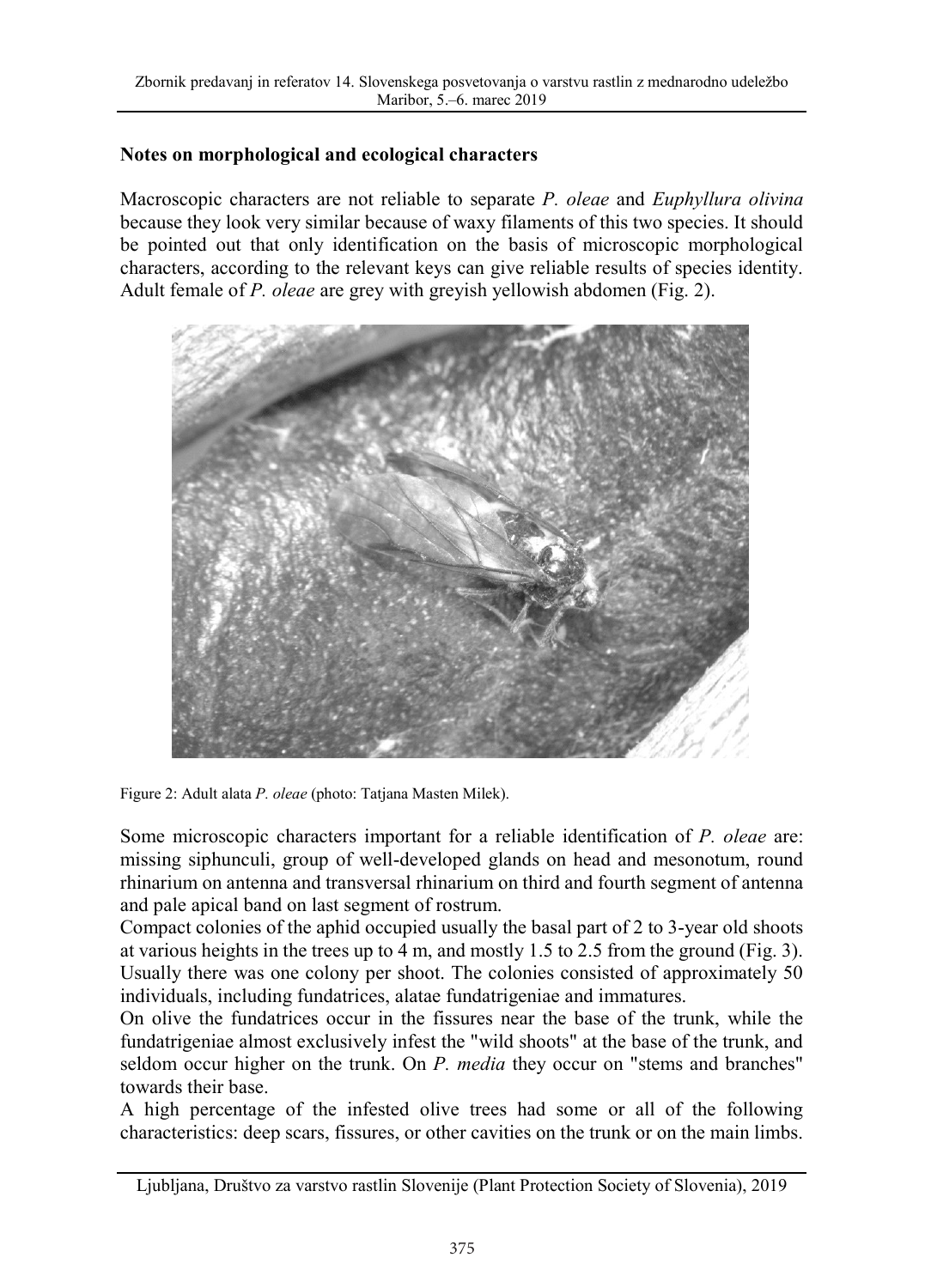## Notes on morphological and ecological characters

Macroscopic characters are not reliable to separate *P. oleae* and *Euphyllura olivina* because they look very similar because of waxy filaments of this two species. It should be pointed out that only identification on the basis of microscopic morphological characters, according to the relevant keys can give reliable results of species identity. Adult female of *P. oleae* are grey with greyish yellowish abdomen (Fig. 2).

Figure 2: Adult alata *P. oleae* (photo: Tatjana Masten Milek).

Some microscopic characters important for a reliable identification of *P. oleae* are: missing siphunculi, group of well-developed glands on head and mesonotum, round rhinarium on antenna and transversal rhinarium on third and fourth segment of antenna and pale apical band on last segment of rostrum.

Compact colonies of the aphid occupied usually the basal part of 2 to 3-year old shoots at various heights in the trees up to 4 m, and mostly 1.5 to 2.5 from the ground (Fig. 3). Usually there was one colony per shoot. The colonies consisted of approximately 50 individuals, including fundatrices, alatae fundatrigeniae and immatures.

On olive the fundatrices occur in the fissures near the base of the trunk, while the fundatrigeniae almost exclusively infest the "wild shoots" at the base of the trunk, and seldom occur higher on the trunk. On *P. media* they occur on "stems and branches" towards their base.

A high percentage of the infested olive trees had some or all of the following characteristics: deep scars, fissures, or other cavities on the trunk or on the main limbs.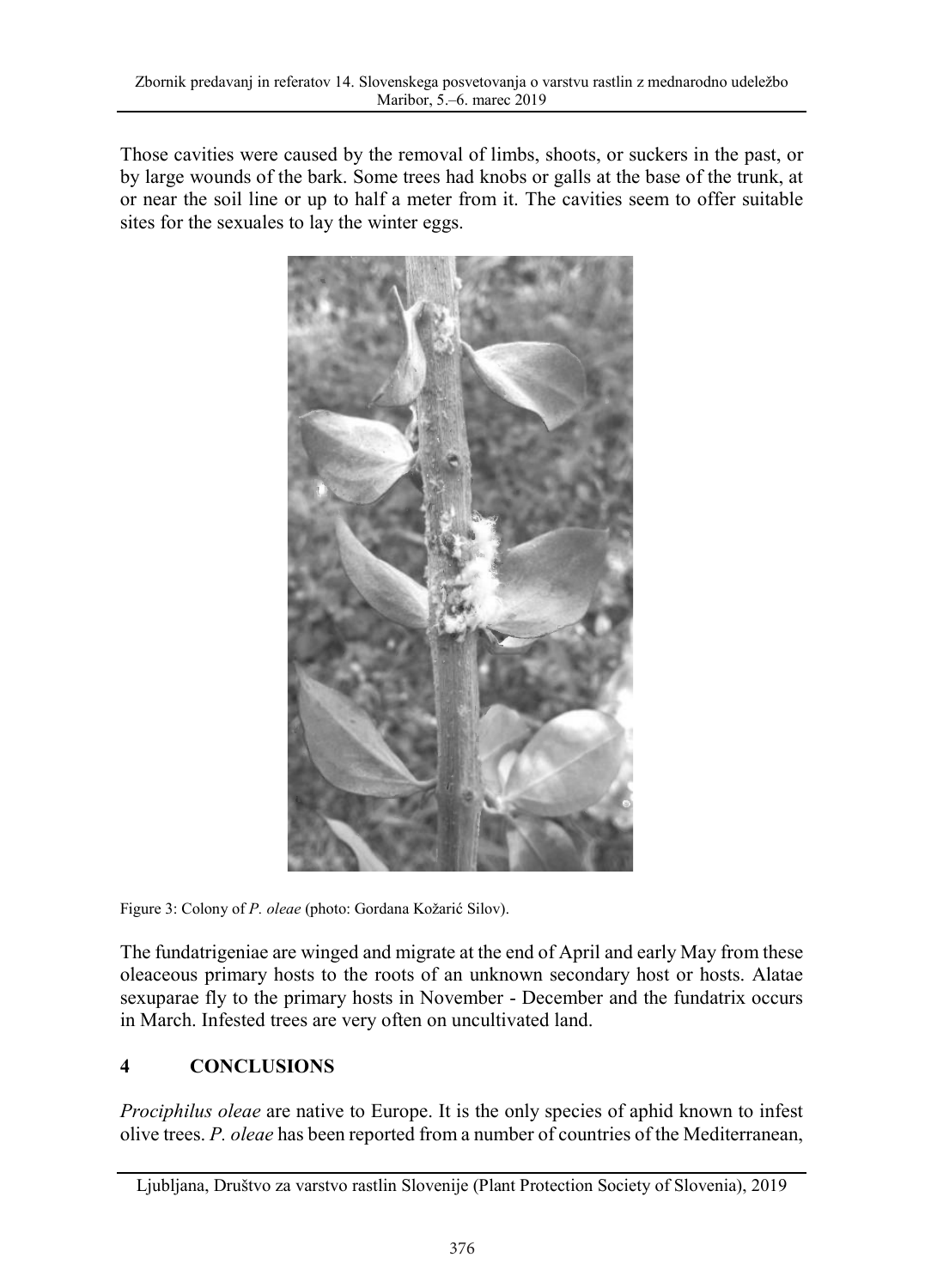Those cavities were caused by the removal of limbs, shoots, or suckers in the past, or by large wounds of the bark. Some trees had knobs or galls at the base of the trunk, at or near the soil line or up to half a meter from it. The cavities seem to offer suitable sites for the sexuales to lay the winter eggs.

Figure 3: Colony of *P. oleae* (photo: Gordana Kožarić Silov).

The fundatrigeniae are winged and migrate at the end of April and early May from these oleaceous primary hosts to the roots of an unknown secondary host or hosts. Alatae sexuparae fly to the primary hosts in November - December and the fundatrix occurs in March. Infested trees are very often on uncultivated land.

## 4 CONCLUSIONS

*Prociphilus oleae* are native to Europe. It is the only species of aphid known to infest olive trees. *P. oleae* has been reported from a number of countries of the Mediterranean,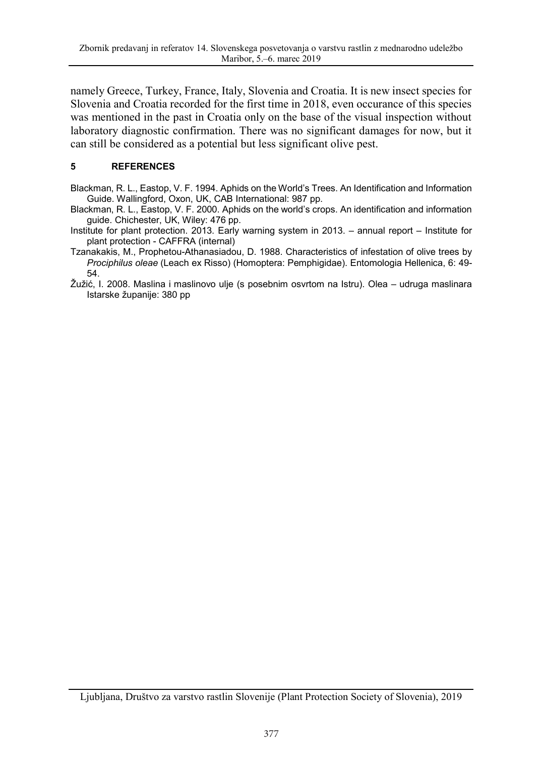namely Greece, Turkey, France, Italy, Slovenia and Croatia. It is new insect species for Slovenia and Croatia recorded for the first time in 2018, even occurance of this species was mentioned in the past in Croatia only on the base of the visual inspection without laboratory diagnostic confirmation. There was no significant damages for now, but it can still be considered as a potential but less significant olive pest.

## 5 REFERENCES

Blackman, R. L., Eastop, V. F. 1994. Aphids on the World's Trees. An Identification and Information Guide. Wallingford, Oxon, UK, CAB International: 987 pp.

Blackman, R. L., Eastop, V. F. 2000. Aphids on the world's crops. An identification and information guide. Chichester, UK, Wiley: 476 pp.

Institute for plant protection. 2013. Early warning system in 2013. – annual report – Institute for plant protection - CAFFRA (internal)

Tzanakakis, M., Prophetou-Athanasiadou, D. 1988. Characteristics of infestation of olive trees by *Prociphilus oleae* (Leach ex Risso) (Homoptera: Pemphigidae). Entomologia Hellenica, 6: 49-54.

Žužić, I. 2008. Maslina i maslinovo ulje (s posebnim osvrtom na Istru). Olea – udruga maslinara Istarske županije: 380 pp